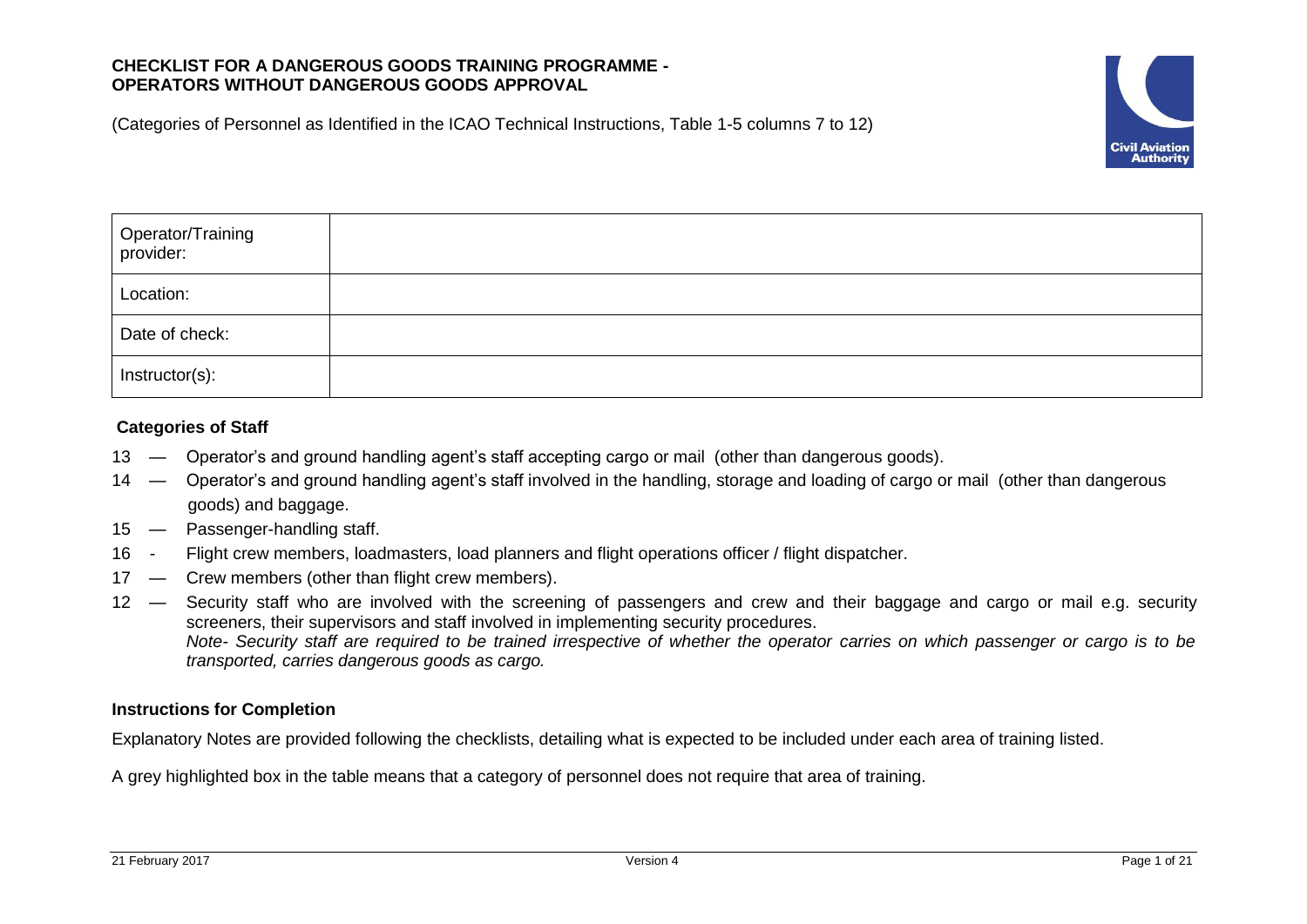# CHECKLIST FOR A DANGEROUS GOODS TRAINING PROGRAMME - OPERATORS WITHOUT DANGEROUS GOODS APPROVAL

(Categories of Personnel as Identified in the ICAO Technical Instructions, Table 1-5 columns 7 to 12)

| Operator/Training provider: | |
|---|---|
| Location: | |
| Date of check: | |
| Instructor(s): | |

## Categories of Staff

13 — Operator's and ground handling agent's staff accepting cargo or mail (other than dangerous goods).

14 — Operator's and ground handling agent's staff involved in the handling, storage and loading of cargo or mail (other than dangerous goods) and baggage.

15 — Passenger-handling staff.

16 - Flight crew members, loadmasters, load planners and flight operations officer / flight dispatcher.

17 — Crew members (other than flight crew members).

12 — Security staff who are involved with the screening of passengers and crew and their baggage and cargo or mail e.g. security screeners, their supervisors and staff involved in implementing security procedures.
*Note- Security staff are required to be trained irrespective of whether the operator carries on which passenger or cargo is to be transported, carries dangerous goods as cargo.*

## Instructions for Completion

Explanatory Notes are provided following the checklists, detailing what is expected to be included under each area of training listed.

A grey highlighted box in the table means that a category of personnel does not require that area of training.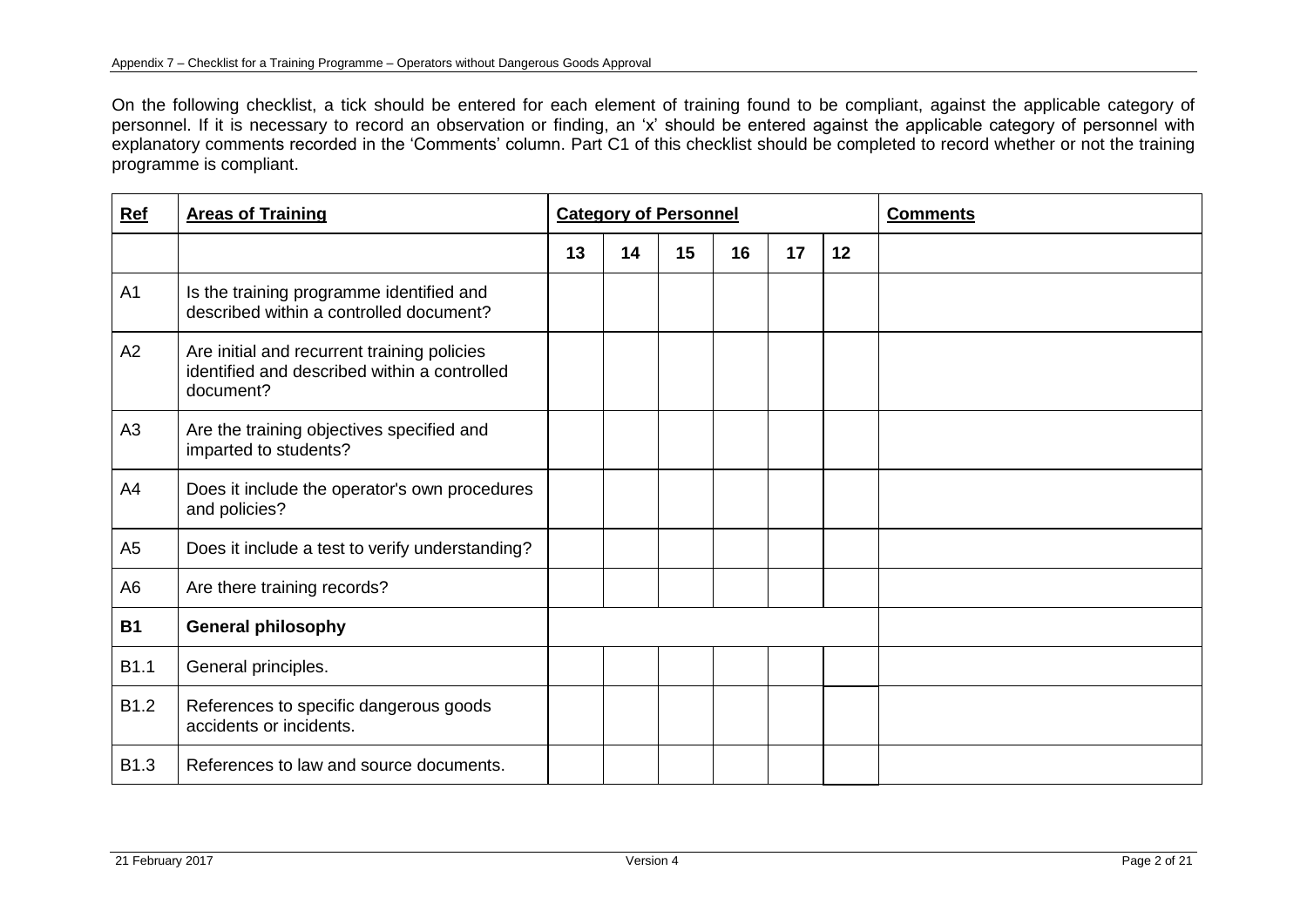On the following checklist, a tick should be entered for each element of training found to be compliant, against the applicable category of personnel. If it is necessary to record an observation or finding, an 'x' should be entered against the applicable category of personnel with explanatory comments recorded in the 'Comments' column. Part C1 of this checklist should be completed to record whether or not the training programme is compliant.

| **Ref** | **Areas of Training** | **Category of Personnel** | | | | | | **Comments** |
|---|---|---|---|---|---|---|---|---|
| | | **13** | **14** | **15** | **16** | **17** | **12** | |
| A1 | Is the training programme identified and described within a controlled document? | | | | | | | |
| A2 | Are initial and recurrent training policies identified and described within a controlled document? | | | | | | | |
| A3 | Are the training objectives specified and imparted to students? | | | | | | | |
| A4 | Does it include the operator's own procedures and policies? | | | | | | | |
| A5 | Does it include a test to verify understanding? | | | | | | | |
| A6 | Are there training records? | | | | | | | |
| **B1** | **General philosophy** | | | | | | | |
| B1.1 | General principles. | | | | | | | |
| B1.2 | References to specific dangerous goods accidents or incidents. | | | | | | | |
| B1.3 | References to law and source documents. | | | | | | | |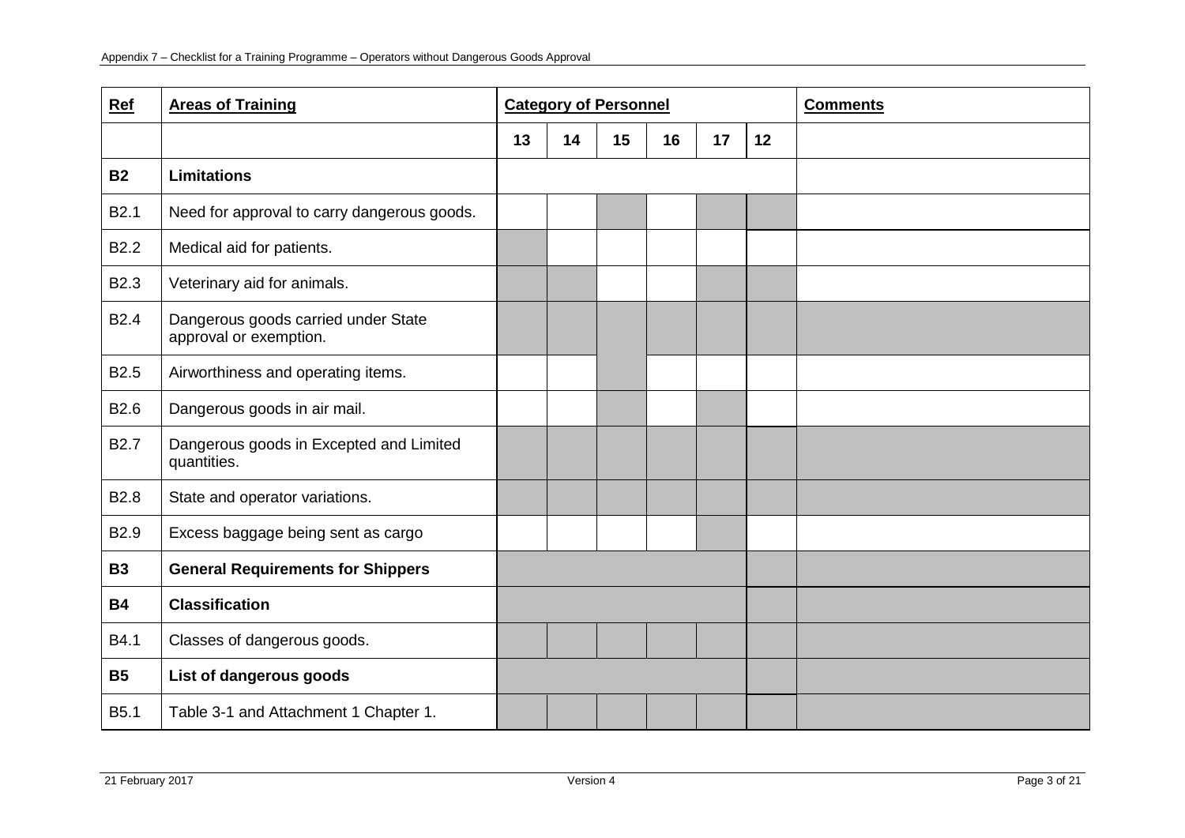| Ref | Areas of Training | Category of Personnel | | | | | | Comments |
|---|---|---|---|---|---|---|---|---|
| | | 13 | 14 | 15 | 16 | 17 | 12 | |
| **B2** | **Limitations** | | | | | | | |
| B2.1 | Need for approval to carry dangerous goods. | | | | | | | |
| B2.2 | Medical aid for patients. | | | | | | | |
| B2.3 | Veterinary aid for animals. | | | | | | | |
| B2.4 | Dangerous goods carried under State approval or exemption. | | | | | | | |
| B2.5 | Airworthiness and operating items. | | | | | | | |
| B2.6 | Dangerous goods in air mail. | | | | | | | |
| B2.7 | Dangerous goods in Excepted and Limited quantities. | | | | | | | |
| B2.8 | State and operator variations. | | | | | | | |
| B2.9 | Excess baggage being sent as cargo | | | | | | | |
| **B3** | **General Requirements for Shippers** | | | | | | | |
| **B4** | **Classification** | | | | | | | |
| B4.1 | Classes of dangerous goods. | | | | | | | |
| **B5** | **List of dangerous goods** | | | | | | | |
| B5.1 | Table 3-1 and Attachment 1 Chapter 1. | | | | | | | |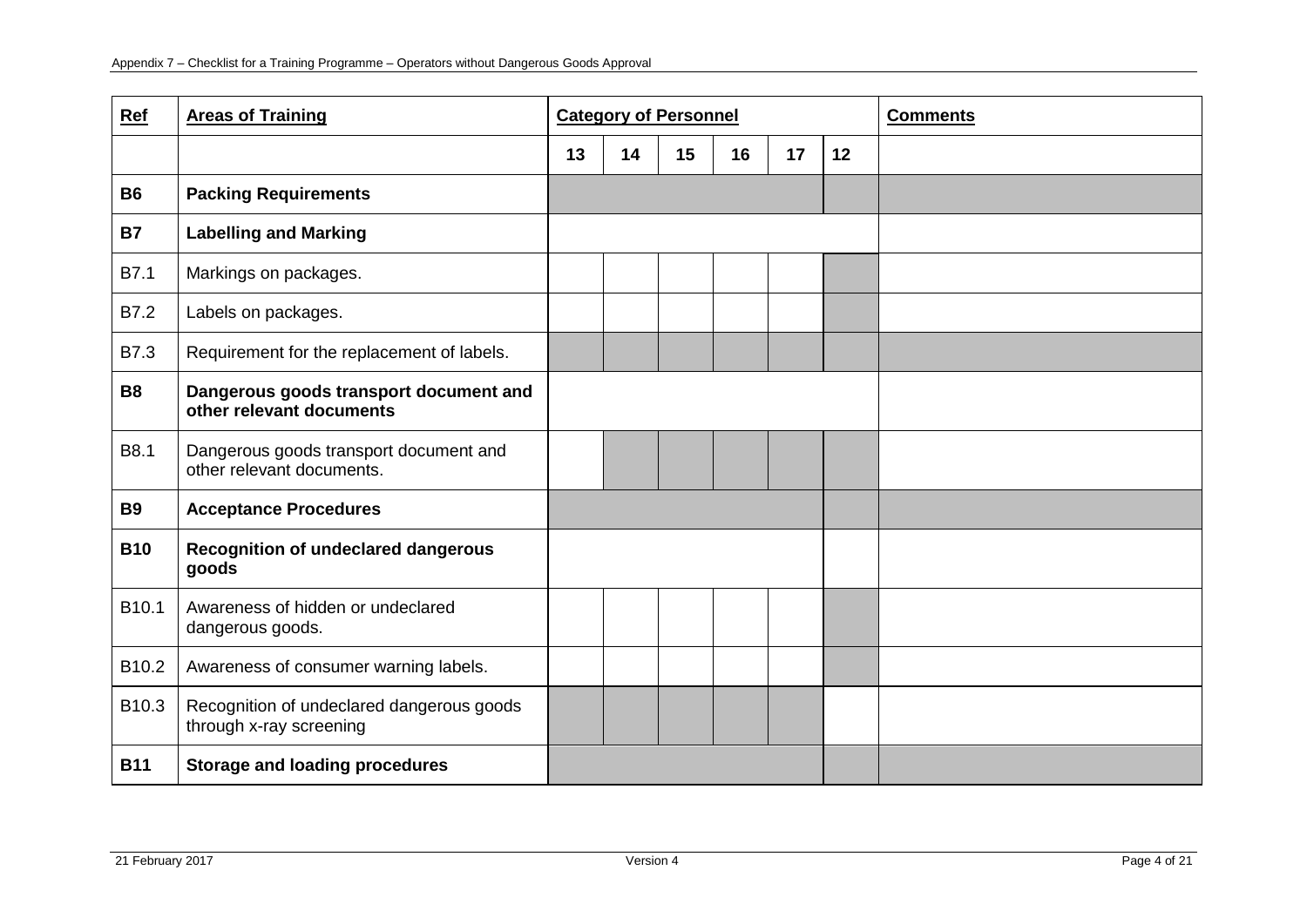| Ref | Areas of Training | Category of Personnel | | | | | | Comments |
|---|---|---|---|---|---|---|---|---|
| | | 13 | 14 | 15 | 16 | 17 | 12 | |
| **B6** | **Packing Requirements** | | | | | | | |
| **B7** | **Labelling and Marking** | | | | | | | |
| B7.1 | Markings on packages. | | | | | | | |
| B7.2 | Labels on packages. | | | | | | | |
| B7.3 | Requirement for the replacement of labels. | | | | | | | |
| **B8** | **Dangerous goods transport document and other relevant documents** | | | | | | | |
| B8.1 | Dangerous goods transport document and other relevant documents. | | | | | | | |
| **B9** | **Acceptance Procedures** | | | | | | | |
| **B10** | **Recognition of undeclared dangerous goods** | | | | | | | |
| B10.1 | Awareness of hidden or undeclared dangerous goods. | | | | | | | |
| B10.2 | Awareness of consumer warning labels. | | | | | | | |
| B10.3 | Recognition of undeclared dangerous goods through x-ray screening | | | | | | | |
| **B11** | **Storage and loading procedures** | | | | | | | |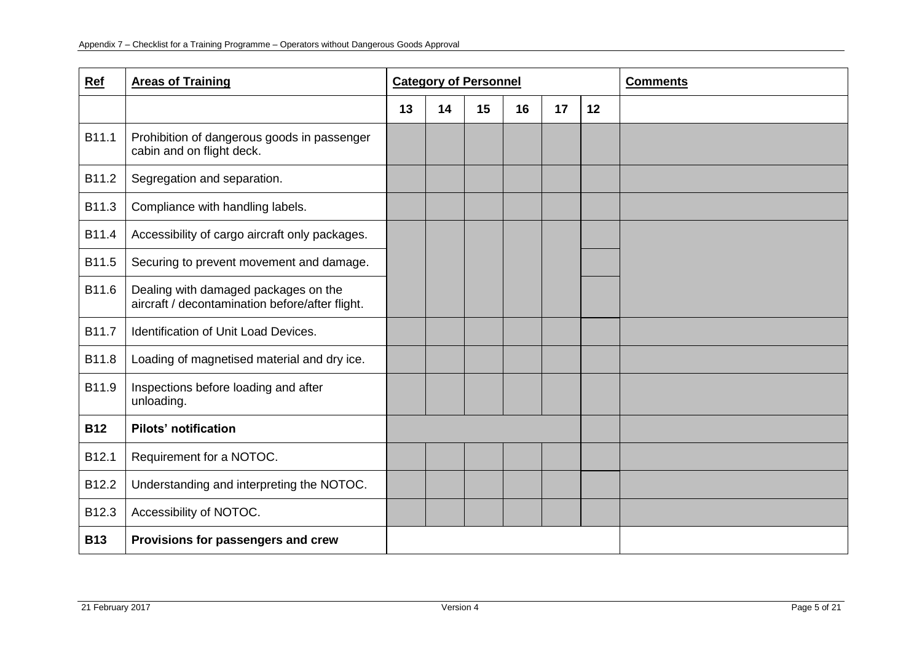| Ref | Areas of Training | Category of Personnel | | | | | | Comments |
|---|---|---|---|---|---|---|---|---|
| | | 13 | 14 | 15 | 16 | 17 | 12 | |
| B11.1 | Prohibition of dangerous goods in passenger cabin and on flight deck. | | | | | | | |
| B11.2 | Segregation and separation. | | | | | | | |
| B11.3 | Compliance with handling labels. | | | | | | | |
| B11.4 | Accessibility of cargo aircraft only packages. | | | | | | | |
| B11.5 | Securing to prevent movement and damage. | | | | | | | |
| B11.6 | Dealing with damaged packages on the aircraft / decontamination before/after flight. | | | | | | | |
| B11.7 | Identification of Unit Load Devices. | | | | | | | |
| B11.8 | Loading of magnetised material and dry ice. | | | | | | | |
| B11.9 | Inspections before loading and after unloading. | | | | | | | |
| **B12** | **Pilots' notification** | | | | | | | |
| B12.1 | Requirement for a NOTOC. | | | | | | | |
| B12.2 | Understanding and interpreting the NOTOC. | | | | | | | |
| B12.3 | Accessibility of NOTOC. | | | | | | | |
| **B13** | **Provisions for passengers and crew** | | | | | | | |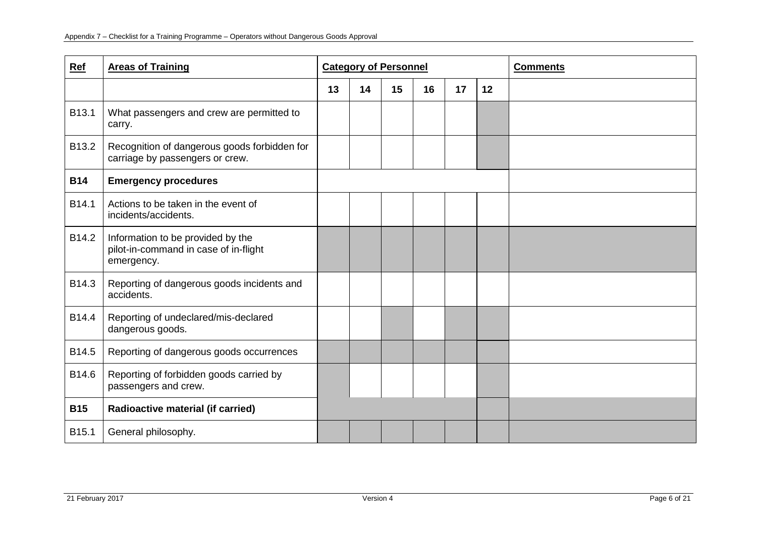| Ref | Areas of Training | Category of Personnel | | | | | | Comments |
|---|---|---|---|---|---|---|---|---|
| | | 13 | 14 | 15 | 16 | 17 | 12 | |
| B13.1 | What passengers and crew are permitted to carry. | | | | | | | |
| B13.2 | Recognition of dangerous goods forbidden for carriage by passengers or crew. | | | | | | | |
| **B14** | **Emergency procedures** | | | | | | | |
| B14.1 | Actions to be taken in the event of incidents/accidents. | | | | | | | |
| B14.2 | Information to be provided by the pilot-in-command in case of in-flight emergency. | | | | | | | |
| B14.3 | Reporting of dangerous goods incidents and accidents. | | | | | | | |
| B14.4 | Reporting of undeclared/mis-declared dangerous goods. | | | | | | | |
| B14.5 | Reporting of dangerous goods occurrences | | | | | | | |
| B14.6 | Reporting of forbidden goods carried by passengers and crew. | | | | | | | |
| **B15** | **Radioactive material (if carried)** | | | | | | | |
| B15.1 | General philosophy. | | | | | | | |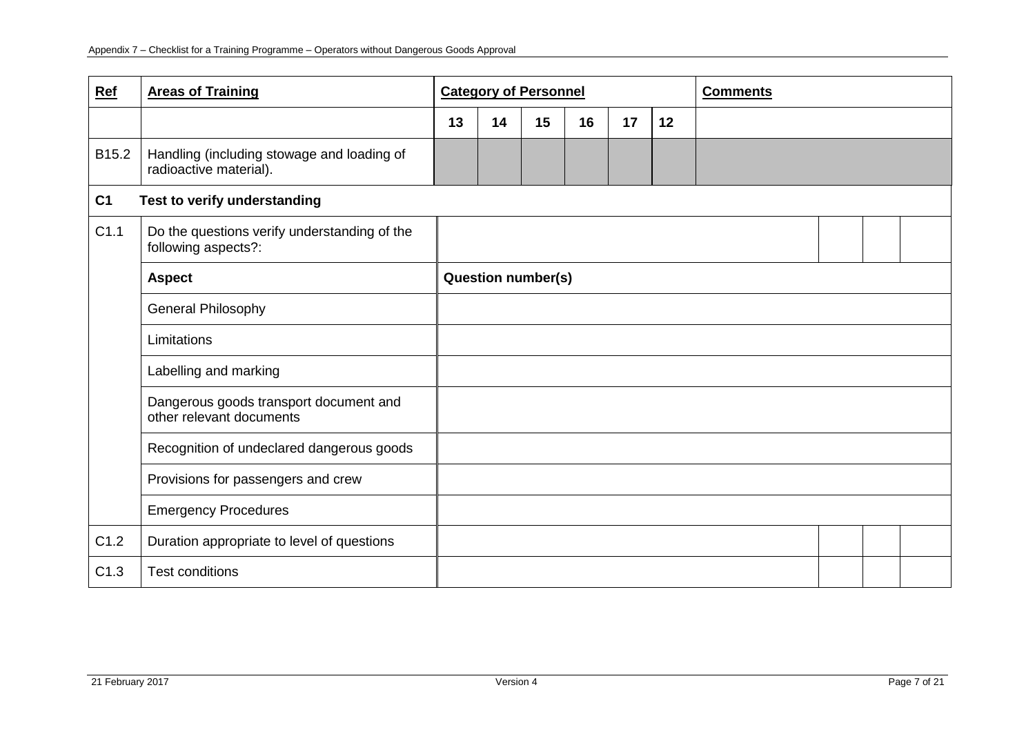| Ref | Areas of Training | Category of Personnel | | | | | | Comments |
|---|---|---|---|---|---|---|---|---|
| | | 13 | 14 | 15 | 16 | 17 | 12 | |
| B15.2 | Handling (including stowage and loading of radioactive material). | | | | | | | |

| Ref | | | | | |
|---|---|---|---|---|---|
| **C1** | **Test to verify understanding** | | | | |
| C1.1 | Do the questions verify understanding of the following aspects?: | | | | |
| | **Aspect** | **Question number(s)** | | | |
| | General Philosophy | | | | |
| | Limitations | | | | |
| | Labelling and marking | | | | |
| | Dangerous goods transport document and other relevant documents | | | | |
| | Recognition of undeclared dangerous goods | | | | |
| | Provisions for passengers and crew | | | | |
| | Emergency Procedures | | | | |
| C1.2 | Duration appropriate to level of questions | | | | |
| C1.3 | Test conditions | | | | |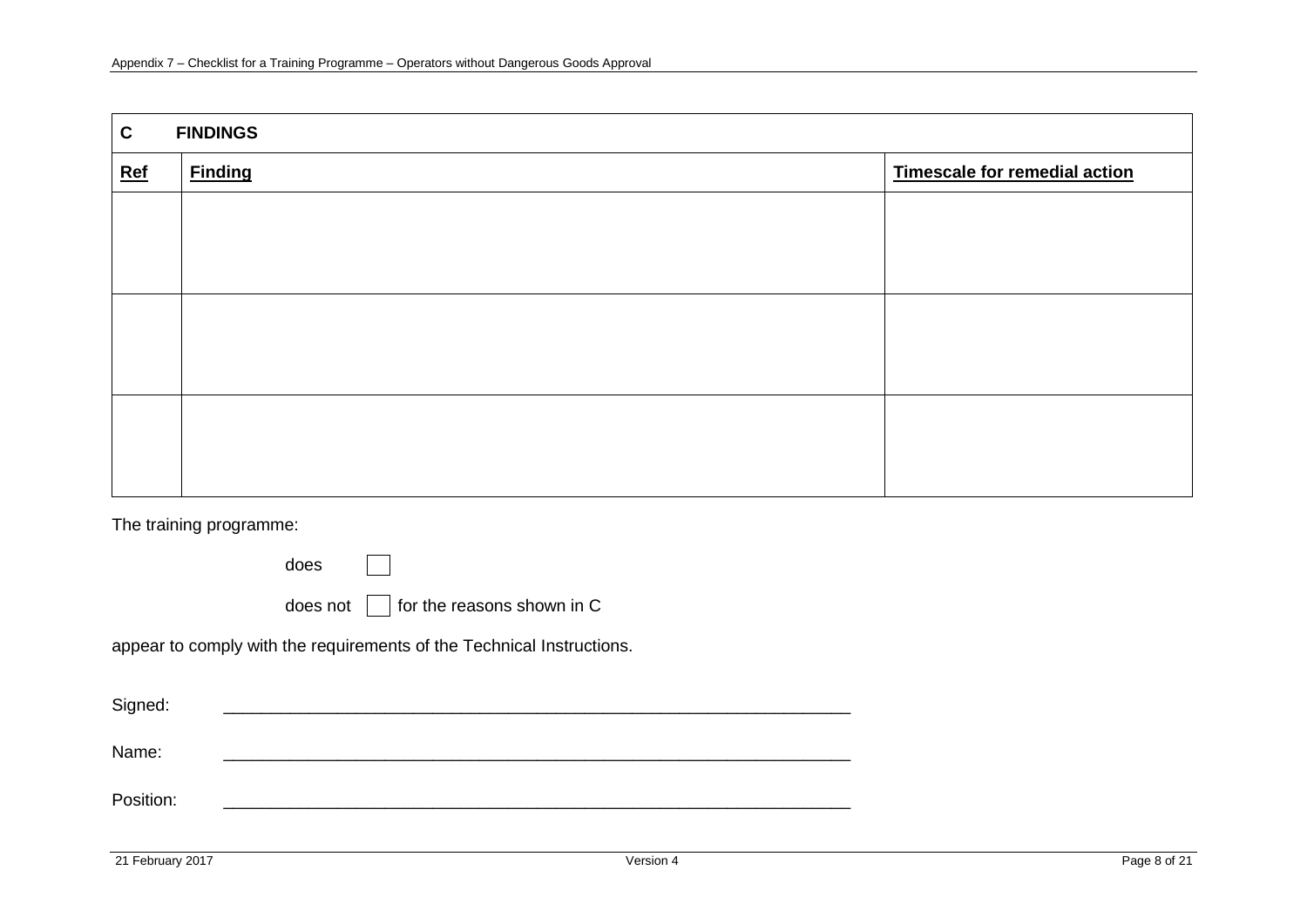| **C** | **FINDINGS** | |
|---|---|---|
| **Ref** | **Finding** | **Timescale for remedial action** |
| | | |
| | | |
| | | |

The training programme:

does ☐

does not ☐ for the reasons shown in C

appear to comply with the requirements of the Technical Instructions.

Signed: \_\_\_\_\_\_\_\_\_\_\_\_\_\_\_\_\_\_\_\_\_\_\_\_\_\_\_\_\_\_\_\_\_\_\_\_\_\_\_\_\_\_\_\_\_\_\_\_\_\_\_\_\_\_\_\_\_\_\_\_\_\_

Name: \_\_\_\_\_\_\_\_\_\_\_\_\_\_\_\_\_\_\_\_\_\_\_\_\_\_\_\_\_\_\_\_\_\_\_\_\_\_\_\_\_\_\_\_\_\_\_\_\_\_\_\_\_\_\_\_\_\_\_\_\_\_

Position: \_\_\_\_\_\_\_\_\_\_\_\_\_\_\_\_\_\_\_\_\_\_\_\_\_\_\_\_\_\_\_\_\_\_\_\_\_\_\_\_\_\_\_\_\_\_\_\_\_\_\_\_\_\_\_\_\_\_\_\_\_\_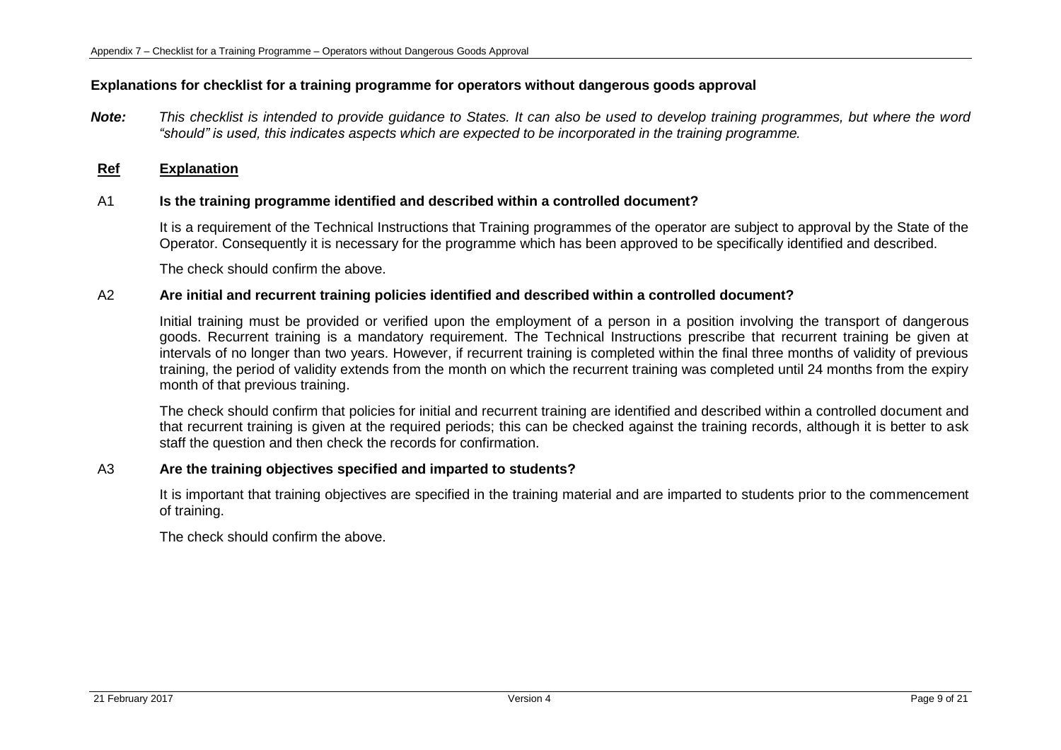### Explanations for checklist for a training programme for operators without dangerous goods approval

***Note:*** *This checklist is intended to provide guidance to States. It can also be used to develop training programmes, but where the word "should" is used, this indicates aspects which are expected to be incorporated in the training programme.*

| **Ref** | **Explanation** |
|---|---|
| A1 | **Is the training programme identified and described within a controlled document?**<br><br>It is a requirement of the Technical Instructions that Training programmes of the operator are subject to approval by the State of the Operator. Consequently it is necessary for the programme which has been approved to be specifically identified and described.<br><br>The check should confirm the above. |
| A2 | **Are initial and recurrent training policies identified and described within a controlled document?**<br><br>Initial training must be provided or verified upon the employment of a person in a position involving the transport of dangerous goods. Recurrent training is a mandatory requirement. The Technical Instructions prescribe that recurrent training be given at intervals of no longer than two years. However, if recurrent training is completed within the final three months of validity of previous training, the period of validity extends from the month on which the recurrent training was completed until 24 months from the expiry month of that previous training.<br><br>The check should confirm that policies for initial and recurrent training are identified and described within a controlled document and that recurrent training is given at the required periods; this can be checked against the training records, although it is better to ask staff the question and then check the records for confirmation. |
| A3 | **Are the training objectives specified and imparted to students?**<br><br>It is important that training objectives are specified in the training material and are imparted to students prior to the commencement of training.<br><br>The check should confirm the above. |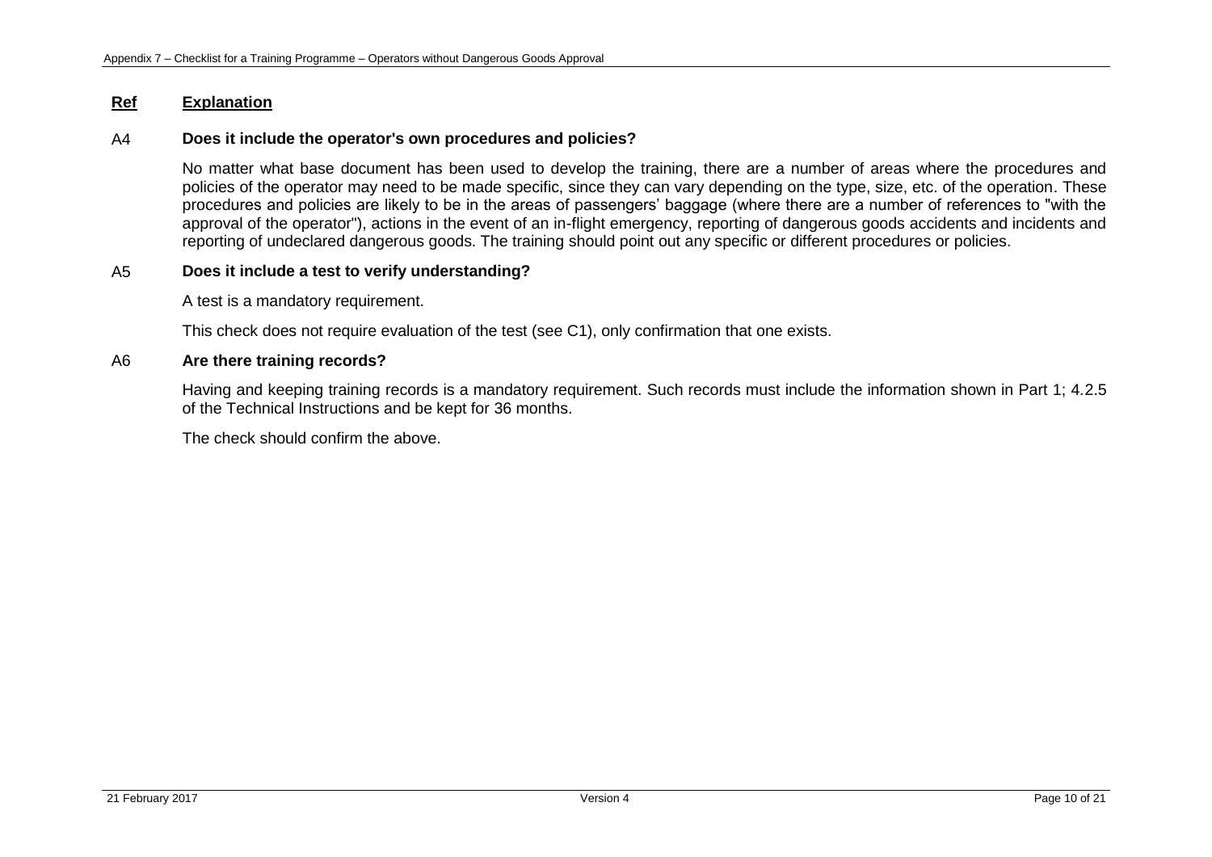**Ref** **Explanation**

A4 **Does it include the operator's own procedures and policies?**

No matter what base document has been used to develop the training, there are a number of areas where the procedures and policies of the operator may need to be made specific, since they can vary depending on the type, size, etc. of the operation. These procedures and policies are likely to be in the areas of passengers' baggage (where there are a number of references to "with the approval of the operator"), actions in the event of an in-flight emergency, reporting of dangerous goods accidents and incidents and reporting of undeclared dangerous goods. The training should point out any specific or different procedures or policies.

A5 **Does it include a test to verify understanding?**

A test is a mandatory requirement.

This check does not require evaluation of the test (see C1), only confirmation that one exists.

A6 **Are there training records?**

Having and keeping training records is a mandatory requirement. Such records must include the information shown in Part 1; 4.2.5 of the Technical Instructions and be kept for 36 months.

The check should confirm the above.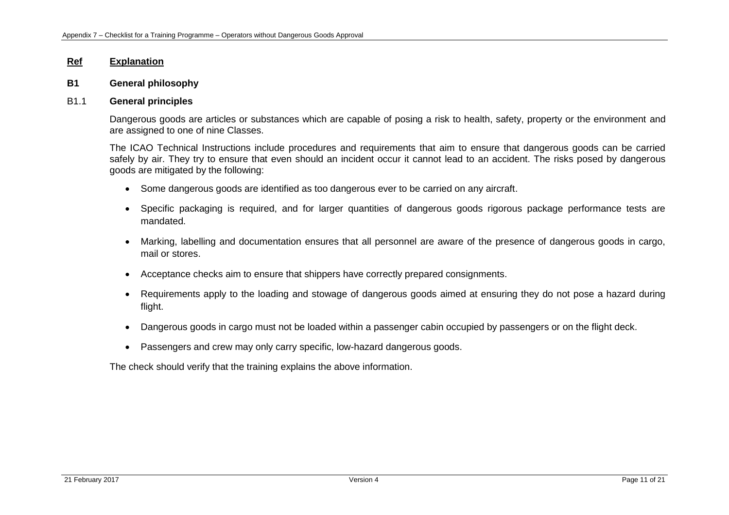**Ref** **Explanation**

**B1 General philosophy**

B1.1 **General principles**

Dangerous goods are articles or substances which are capable of posing a risk to health, safety, property or the environment and are assigned to one of nine Classes.

The ICAO Technical Instructions include procedures and requirements that aim to ensure that dangerous goods can be carried safely by air. They try to ensure that even should an incident occur it cannot lead to an accident. The risks posed by dangerous goods are mitigated by the following:

- Some dangerous goods are identified as too dangerous ever to be carried on any aircraft.
- Specific packaging is required, and for larger quantities of dangerous goods rigorous package performance tests are mandated.
- Marking, labelling and documentation ensures that all personnel are aware of the presence of dangerous goods in cargo, mail or stores.
- Acceptance checks aim to ensure that shippers have correctly prepared consignments.
- Requirements apply to the loading and stowage of dangerous goods aimed at ensuring they do not pose a hazard during flight.
- Dangerous goods in cargo must not be loaded within a passenger cabin occupied by passengers or on the flight deck.
- Passengers and crew may only carry specific, low-hazard dangerous goods.

The check should verify that the training explains the above information.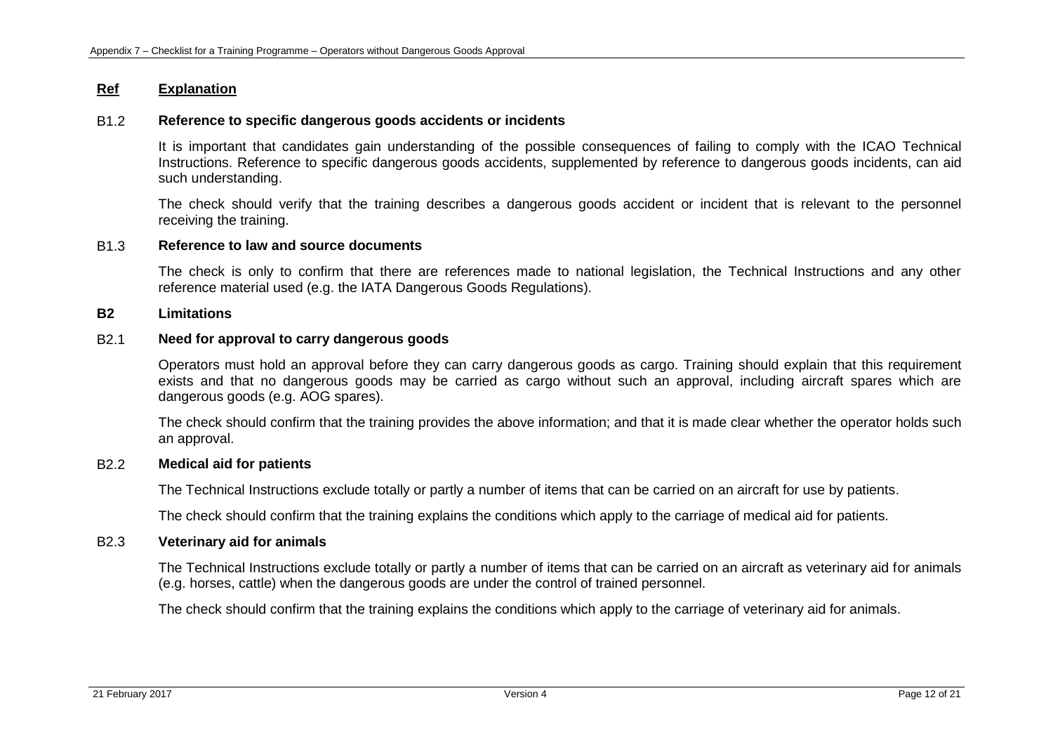| **Ref** | **Explanation** |
|---|---|

B1.2 **Reference to specific dangerous goods accidents or incidents**

It is important that candidates gain understanding of the possible consequences of failing to comply with the ICAO Technical Instructions. Reference to specific dangerous goods accidents, supplemented by reference to dangerous goods incidents, can aid such understanding.

The check should verify that the training describes a dangerous goods accident or incident that is relevant to the personnel receiving the training.

B1.3 **Reference to law and source documents**

The check is only to confirm that there are references made to national legislation, the Technical Instructions and any other reference material used (e.g. the IATA Dangerous Goods Regulations).

**B2 Limitations**

B2.1 **Need for approval to carry dangerous goods**

Operators must hold an approval before they can carry dangerous goods as cargo. Training should explain that this requirement exists and that no dangerous goods may be carried as cargo without such an approval, including aircraft spares which are dangerous goods (e.g. AOG spares).

The check should confirm that the training provides the above information; and that it is made clear whether the operator holds such an approval.

B2.2 **Medical aid for patients**

The Technical Instructions exclude totally or partly a number of items that can be carried on an aircraft for use by patients.

The check should confirm that the training explains the conditions which apply to the carriage of medical aid for patients.

B2.3 **Veterinary aid for animals**

The Technical Instructions exclude totally or partly a number of items that can be carried on an aircraft as veterinary aid for animals (e.g. horses, cattle) when the dangerous goods are under the control of trained personnel.

The check should confirm that the training explains the conditions which apply to the carriage of veterinary aid for animals.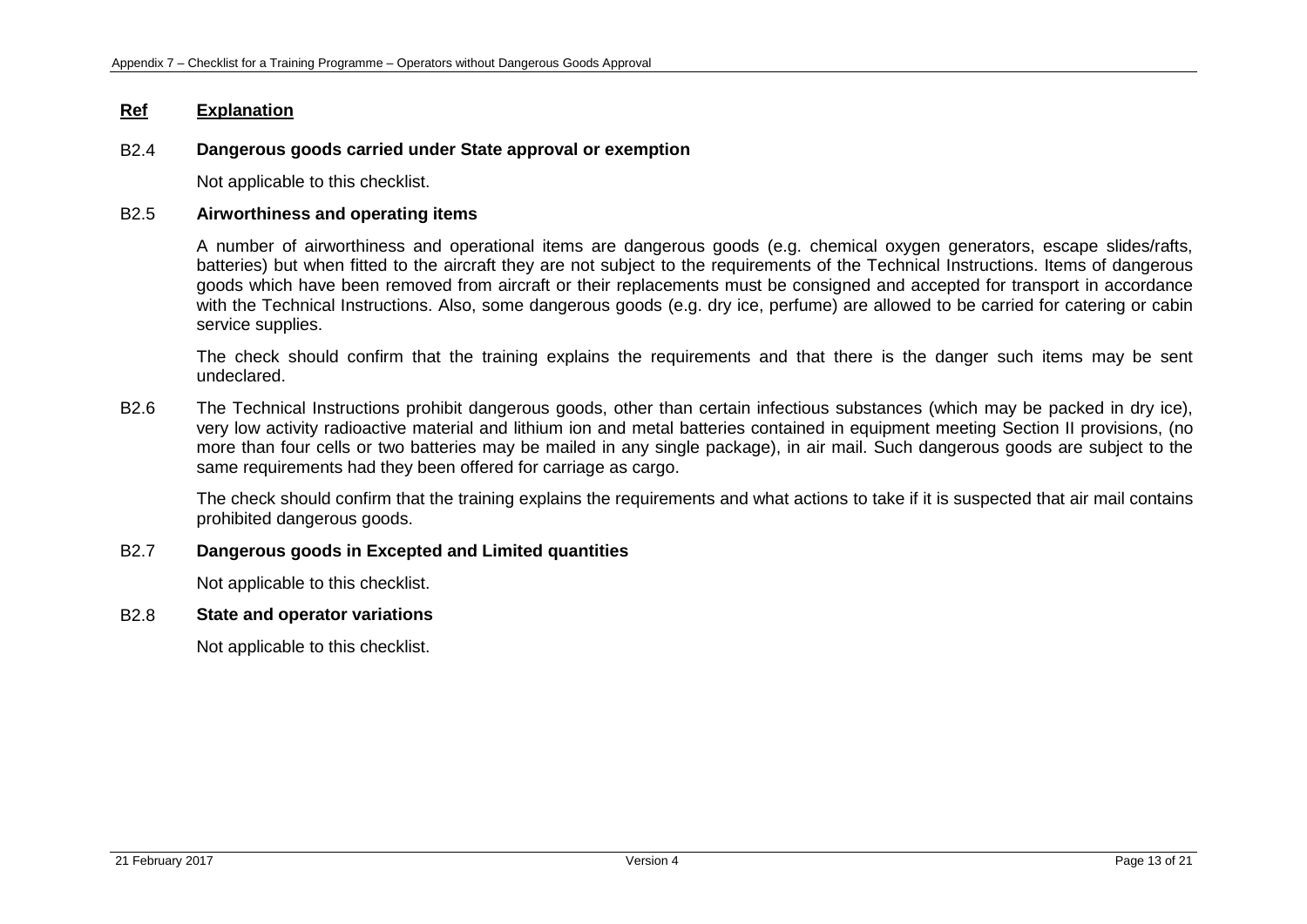**Ref** **Explanation**

B2.4 **Dangerous goods carried under State approval or exemption**

Not applicable to this checklist.

B2.5 **Airworthiness and operating items**

A number of airworthiness and operational items are dangerous goods (e.g. chemical oxygen generators, escape slides/rafts, batteries) but when fitted to the aircraft they are not subject to the requirements of the Technical Instructions. Items of dangerous goods which have been removed from aircraft or their replacements must be consigned and accepted for transport in accordance with the Technical Instructions. Also, some dangerous goods (e.g. dry ice, perfume) are allowed to be carried for catering or cabin service supplies.

The check should confirm that the training explains the requirements and that there is the danger such items may be sent undeclared.

B2.6 The Technical Instructions prohibit dangerous goods, other than certain infectious substances (which may be packed in dry ice), very low activity radioactive material and lithium ion and metal batteries contained in equipment meeting Section II provisions, (no more than four cells or two batteries may be mailed in any single package), in air mail. Such dangerous goods are subject to the same requirements had they been offered for carriage as cargo.

The check should confirm that the training explains the requirements and what actions to take if it is suspected that air mail contains prohibited dangerous goods.

B2.7 **Dangerous goods in Excepted and Limited quantities**

Not applicable to this checklist.

B2.8 **State and operator variations**

Not applicable to this checklist.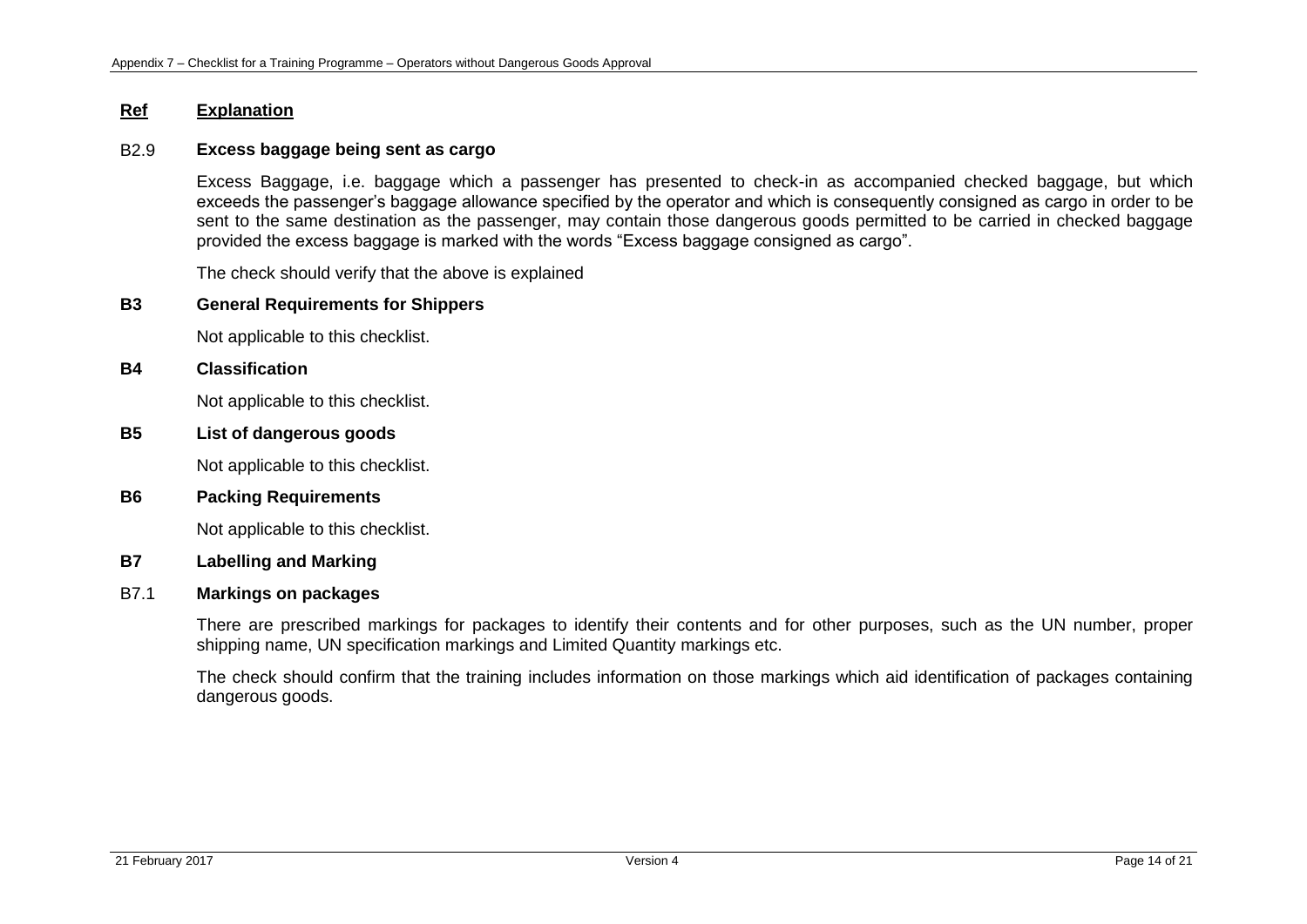| Ref | Explanation |
|---|---|

**B2.9 Excess baggage being sent as cargo**

Excess Baggage, i.e. baggage which a passenger has presented to check-in as accompanied checked baggage, but which exceeds the passenger's baggage allowance specified by the operator and which is consequently consigned as cargo in order to be sent to the same destination as the passenger, may contain those dangerous goods permitted to be carried in checked baggage provided the excess baggage is marked with the words "Excess baggage consigned as cargo".

The check should verify that the above is explained

## B3 General Requirements for Shippers

Not applicable to this checklist.

## B4 Classification

Not applicable to this checklist.

## B5 List of dangerous goods

Not applicable to this checklist.

## B6 Packing Requirements

Not applicable to this checklist.

## B7 Labelling and Marking

**B7.1 Markings on packages**

There are prescribed markings for packages to identify their contents and for other purposes, such as the UN number, proper shipping name, UN specification markings and Limited Quantity markings etc.

The check should confirm that the training includes information on those markings which aid identification of packages containing dangerous goods.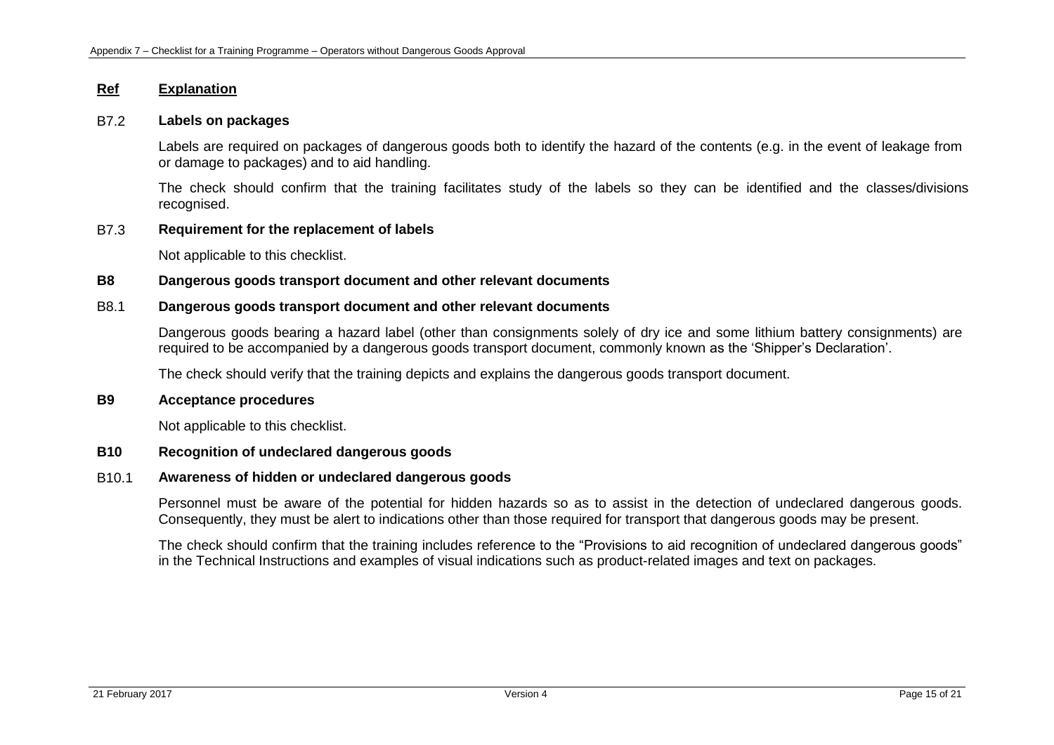**Ref** **Explanation**

B7.2 **Labels on packages**

Labels are required on packages of dangerous goods both to identify the hazard of the contents (e.g. in the event of leakage from or damage to packages) and to aid handling.

The check should confirm that the training facilitates study of the labels so they can be identified and the classes/divisions recognised.

B7.3 **Requirement for the replacement of labels**

Not applicable to this checklist.

**B8 Dangerous goods transport document and other relevant documents**

B8.1 **Dangerous goods transport document and other relevant documents**

Dangerous goods bearing a hazard label (other than consignments solely of dry ice and some lithium battery consignments) are required to be accompanied by a dangerous goods transport document, commonly known as the 'Shipper's Declaration'.

The check should verify that the training depicts and explains the dangerous goods transport document.

**B9 Acceptance procedures**

Not applicable to this checklist.

**B10 Recognition of undeclared dangerous goods**

B10.1 **Awareness of hidden or undeclared dangerous goods**

Personnel must be aware of the potential for hidden hazards so as to assist in the detection of undeclared dangerous goods. Consequently, they must be alert to indications other than those required for transport that dangerous goods may be present.

The check should confirm that the training includes reference to the "Provisions to aid recognition of undeclared dangerous goods" in the Technical Instructions and examples of visual indications such as product-related images and text on packages.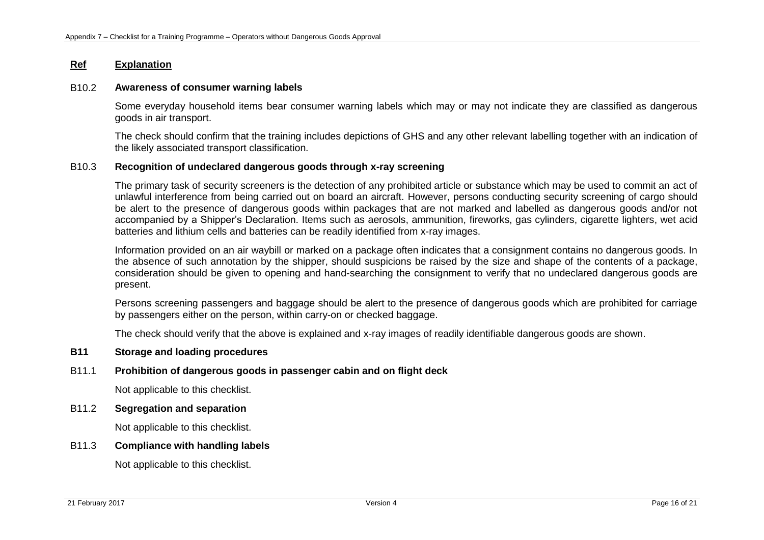**Ref** **Explanation**

B10.2 **Awareness of consumer warning labels**

Some everyday household items bear consumer warning labels which may or may not indicate they are classified as dangerous goods in air transport.

The check should confirm that the training includes depictions of GHS and any other relevant labelling together with an indication of the likely associated transport classification.

B10.3 **Recognition of undeclared dangerous goods through x-ray screening**

The primary task of security screeners is the detection of any prohibited article or substance which may be used to commit an act of unlawful interference from being carried out on board an aircraft. However, persons conducting security screening of cargo should be alert to the presence of dangerous goods within packages that are not marked and labelled as dangerous goods and/or not accompanied by a Shipper's Declaration. Items such as aerosols, ammunition, fireworks, gas cylinders, cigarette lighters, wet acid batteries and lithium cells and batteries can be readily identified from x-ray images.

Information provided on an air waybill or marked on a package often indicates that a consignment contains no dangerous goods. In the absence of such annotation by the shipper, should suspicions be raised by the size and shape of the contents of a package, consideration should be given to opening and hand-searching the consignment to verify that no undeclared dangerous goods are present.

Persons screening passengers and baggage should be alert to the presence of dangerous goods which are prohibited for carriage by passengers either on the person, within carry-on or checked baggage.

The check should verify that the above is explained and x-ray images of readily identifiable dangerous goods are shown.

**B11 Storage and loading procedures**

B11.1 **Prohibition of dangerous goods in passenger cabin and on flight deck**

Not applicable to this checklist.

B11.2 **Segregation and separation**

Not applicable to this checklist.

B11.3 **Compliance with handling labels**

Not applicable to this checklist.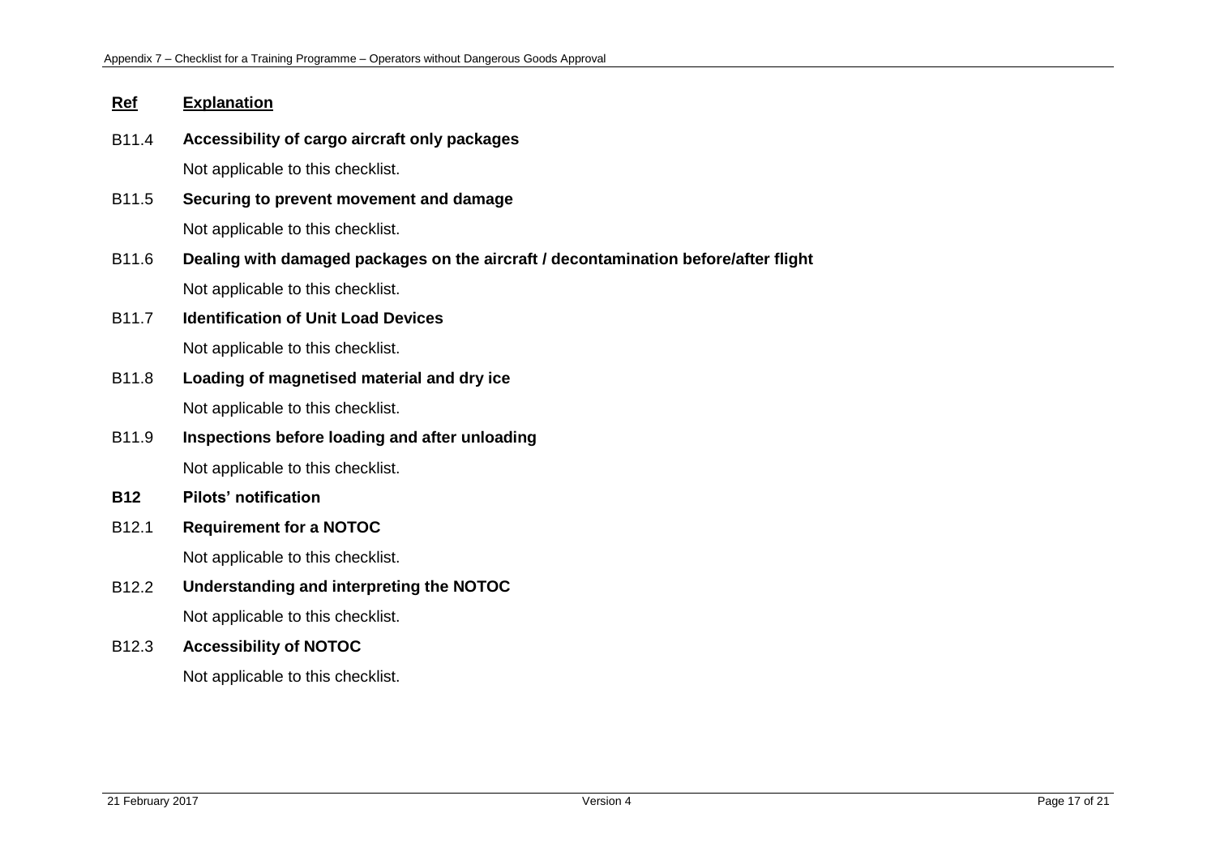| **Ref** | **Explanation** |
|---|---|
| B11.4 | **Accessibility of cargo aircraft only packages** |
| | Not applicable to this checklist. |
| B11.5 | **Securing to prevent movement and damage** |
| | Not applicable to this checklist. |
| B11.6 | **Dealing with damaged packages on the aircraft / decontamination before/after flight** |
| | Not applicable to this checklist. |
| B11.7 | **Identification of Unit Load Devices** |
| | Not applicable to this checklist. |
| B11.8 | **Loading of magnetised material and dry ice** |
| | Not applicable to this checklist. |
| B11.9 | **Inspections before loading and after unloading** |
| | Not applicable to this checklist. |
| **B12** | **Pilots' notification** |
| B12.1 | **Requirement for a NOTOC** |
| | Not applicable to this checklist. |
| B12.2 | **Understanding and interpreting the NOTOC** |
| | Not applicable to this checklist. |
| B12.3 | **Accessibility of NOTOC** |
| | Not applicable to this checklist. |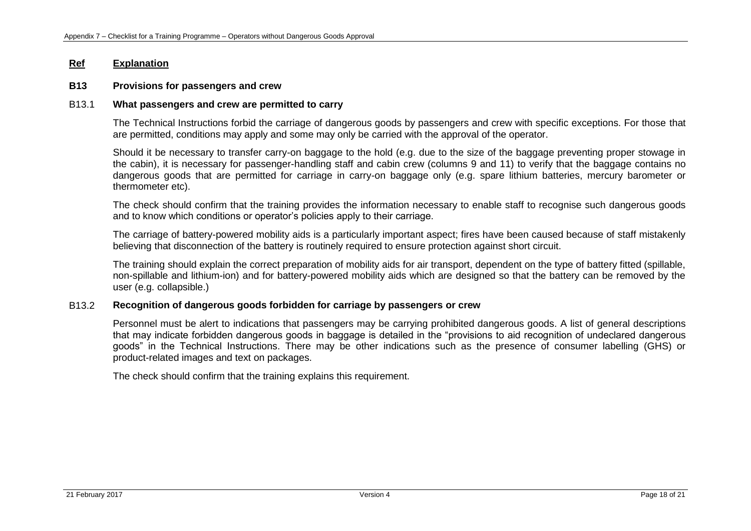**Ref** **Explanation**

**B13 Provisions for passengers and crew**

B13.1 **What passengers and crew are permitted to carry**

The Technical Instructions forbid the carriage of dangerous goods by passengers and crew with specific exceptions. For those that are permitted, conditions may apply and some may only be carried with the approval of the operator.

Should it be necessary to transfer carry-on baggage to the hold (e.g. due to the size of the baggage preventing proper stowage in the cabin), it is necessary for passenger-handling staff and cabin crew (columns 9 and 11) to verify that the baggage contains no dangerous goods that are permitted for carriage in carry-on baggage only (e.g. spare lithium batteries, mercury barometer or thermometer etc).

The check should confirm that the training provides the information necessary to enable staff to recognise such dangerous goods and to know which conditions or operator's policies apply to their carriage.

The carriage of battery-powered mobility aids is a particularly important aspect; fires have been caused because of staff mistakenly believing that disconnection of the battery is routinely required to ensure protection against short circuit.

The training should explain the correct preparation of mobility aids for air transport, dependent on the type of battery fitted (spillable, non-spillable and lithium-ion) and for battery-powered mobility aids which are designed so that the battery can be removed by the user (e.g. collapsible.)

B13.2 **Recognition of dangerous goods forbidden for carriage by passengers or crew**

Personnel must be alert to indications that passengers may be carrying prohibited dangerous goods. A list of general descriptions that may indicate forbidden dangerous goods in baggage is detailed in the "provisions to aid recognition of undeclared dangerous goods" in the Technical Instructions. There may be other indications such as the presence of consumer labelling (GHS) or product-related images and text on packages.

The check should confirm that the training explains this requirement.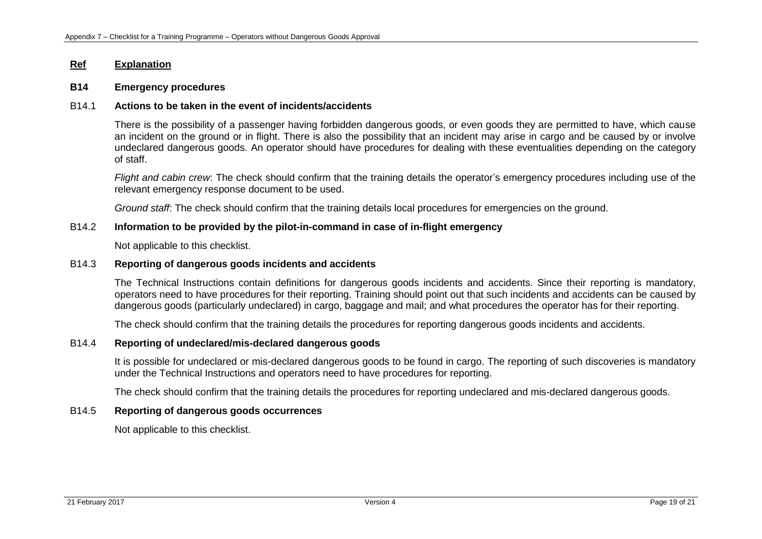**Ref** **Explanation**

## B14 Emergency procedures

### B14.1 Actions to be taken in the event of incidents/accidents

There is the possibility of a passenger having forbidden dangerous goods, or even goods they are permitted to have, which cause an incident on the ground or in flight. There is also the possibility that an incident may arise in cargo and be caused by or involve undeclared dangerous goods. An operator should have procedures for dealing with these eventualities depending on the category of staff.

*Flight and cabin crew*: The check should confirm that the training details the operator's emergency procedures including use of the relevant emergency response document to be used.

*Ground staff*: The check should confirm that the training details local procedures for emergencies on the ground.

### B14.2 Information to be provided by the pilot-in-command in case of in-flight emergency

Not applicable to this checklist.

### B14.3 Reporting of dangerous goods incidents and accidents

The Technical Instructions contain definitions for dangerous goods incidents and accidents. Since their reporting is mandatory, operators need to have procedures for their reporting. Training should point out that such incidents and accidents can be caused by dangerous goods (particularly undeclared) in cargo, baggage and mail; and what procedures the operator has for their reporting.

The check should confirm that the training details the procedures for reporting dangerous goods incidents and accidents.

### B14.4 Reporting of undeclared/mis-declared dangerous goods

It is possible for undeclared or mis-declared dangerous goods to be found in cargo. The reporting of such discoveries is mandatory under the Technical Instructions and operators need to have procedures for reporting.

The check should confirm that the training details the procedures for reporting undeclared and mis-declared dangerous goods.

### B14.5 Reporting of dangerous goods occurrences

Not applicable to this checklist.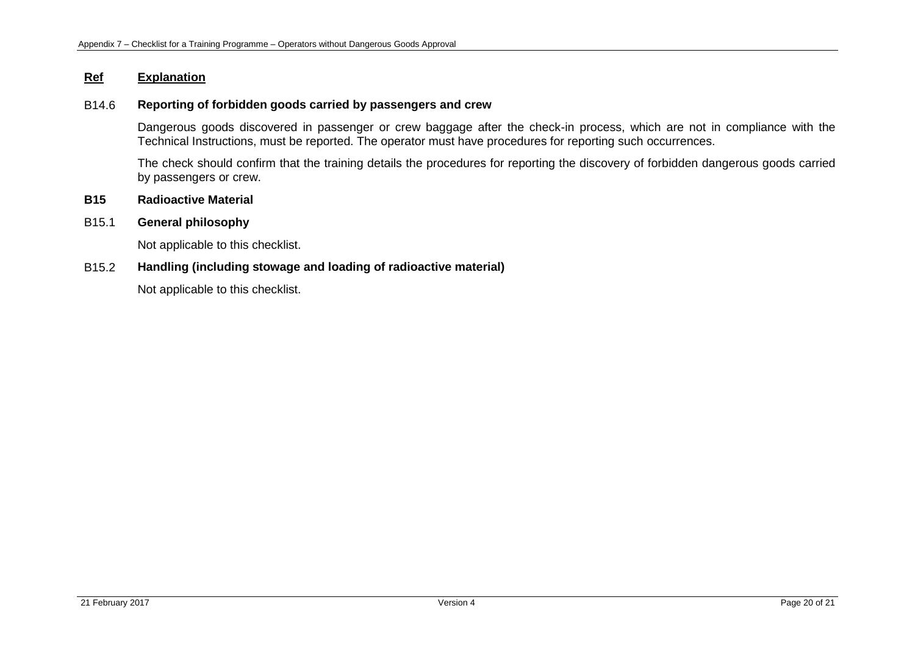| Ref | Explanation |
|---|---|

**B14.6 Reporting of forbidden goods carried by passengers and crew**

Dangerous goods discovered in passenger or crew baggage after the check-in process, which are not in compliance with the Technical Instructions, must be reported. The operator must have procedures for reporting such occurrences.

The check should confirm that the training details the procedures for reporting the discovery of forbidden dangerous goods carried by passengers or crew.

**B15 Radioactive Material**

**B15.1 General philosophy**

Not applicable to this checklist.

**B15.2 Handling (including stowage and loading of radioactive material)**

Not applicable to this checklist.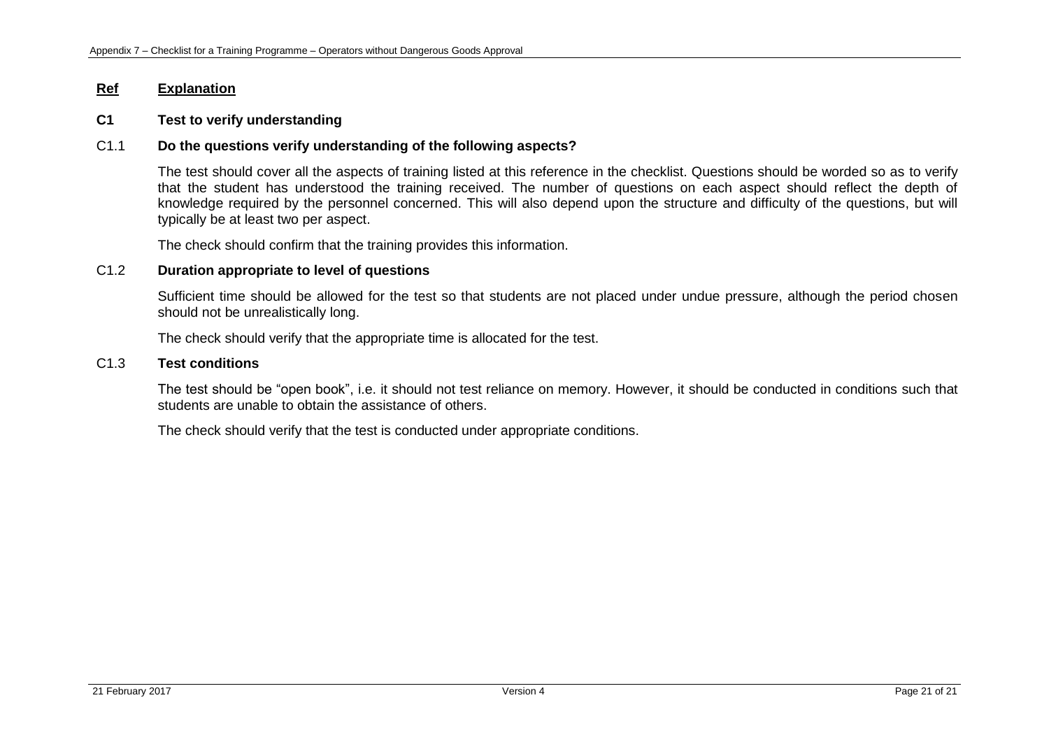**Ref** **Explanation**

**C1 Test to verify understanding**

C1.1 **Do the questions verify understanding of the following aspects?**

The test should cover all the aspects of training listed at this reference in the checklist. Questions should be worded so as to verify that the student has understood the training received. The number of questions on each aspect should reflect the depth of knowledge required by the personnel concerned. This will also depend upon the structure and difficulty of the questions, but will typically be at least two per aspect.

The check should confirm that the training provides this information.

C1.2 **Duration appropriate to level of questions**

Sufficient time should be allowed for the test so that students are not placed under undue pressure, although the period chosen should not be unrealistically long.

The check should verify that the appropriate time is allocated for the test.

C1.3 **Test conditions**

The test should be "open book", i.e. it should not test reliance on memory. However, it should be conducted in conditions such that students are unable to obtain the assistance of others.

The check should verify that the test is conducted under appropriate conditions.